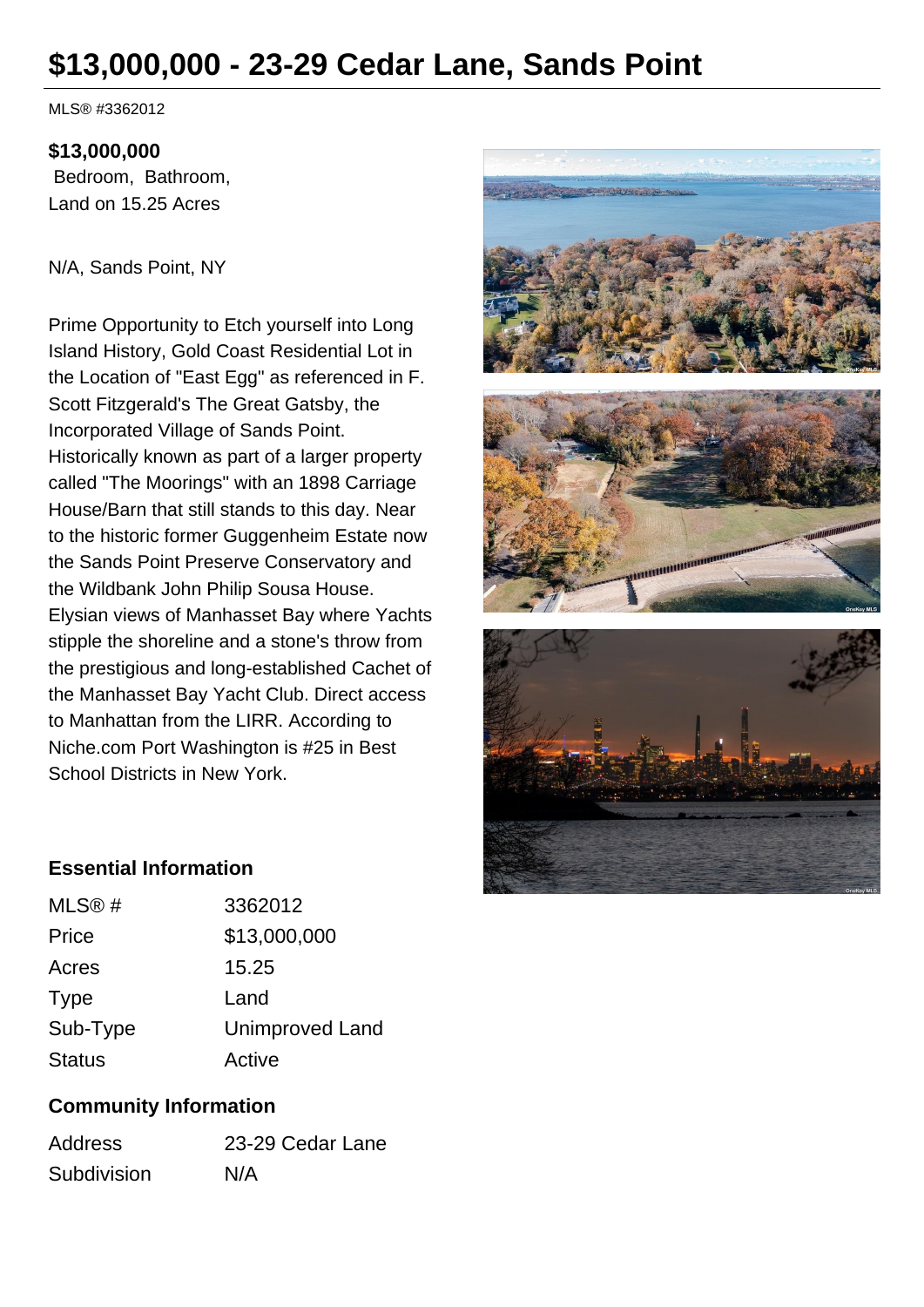# $13,000,000 - 23-29 Cedar Lane, Sands Point

MLS® #3362012

**$13,000,000**
Bedroom, Bathroom,
Land on 15.25 Acres

N/A, Sands Point, NY

Prime Opportunity to Etch yourself into Long Island History, Gold Coast Residential Lot in the Location of "East Egg" as referenced in F. Scott Fitzgerald's The Great Gatsby, the Incorporated Village of Sands Point. Historically known as part of a larger property called "The Moorings" with an 1898 Carriage House/Barn that still stands to this day. Near to the historic former Guggenheim Estate now the Sands Point Preserve Conservatory and the Wildbank John Philip Sousa House. Elysian views of Manhasset Bay where Yachts stipple the shoreline and a stone's throw from the prestigious and long-established Cachet of the Manhasset Bay Yacht Club. Direct access to Manhattan from the LIRR. According to Niche.com Port Washington is #25 in Best School Districts in New York.

## Essential Information

| | |
|---|---|
| MLS® # | 3362012 |
| Price | $13,000,000 |
| Acres | 15.25 |
| Type | Land |
| Sub-Type | Unimproved Land |
| Status | Active |

## Community Information

| | |
|---|---|
| Address | 23-29 Cedar Lane |
| Subdivision | N/A |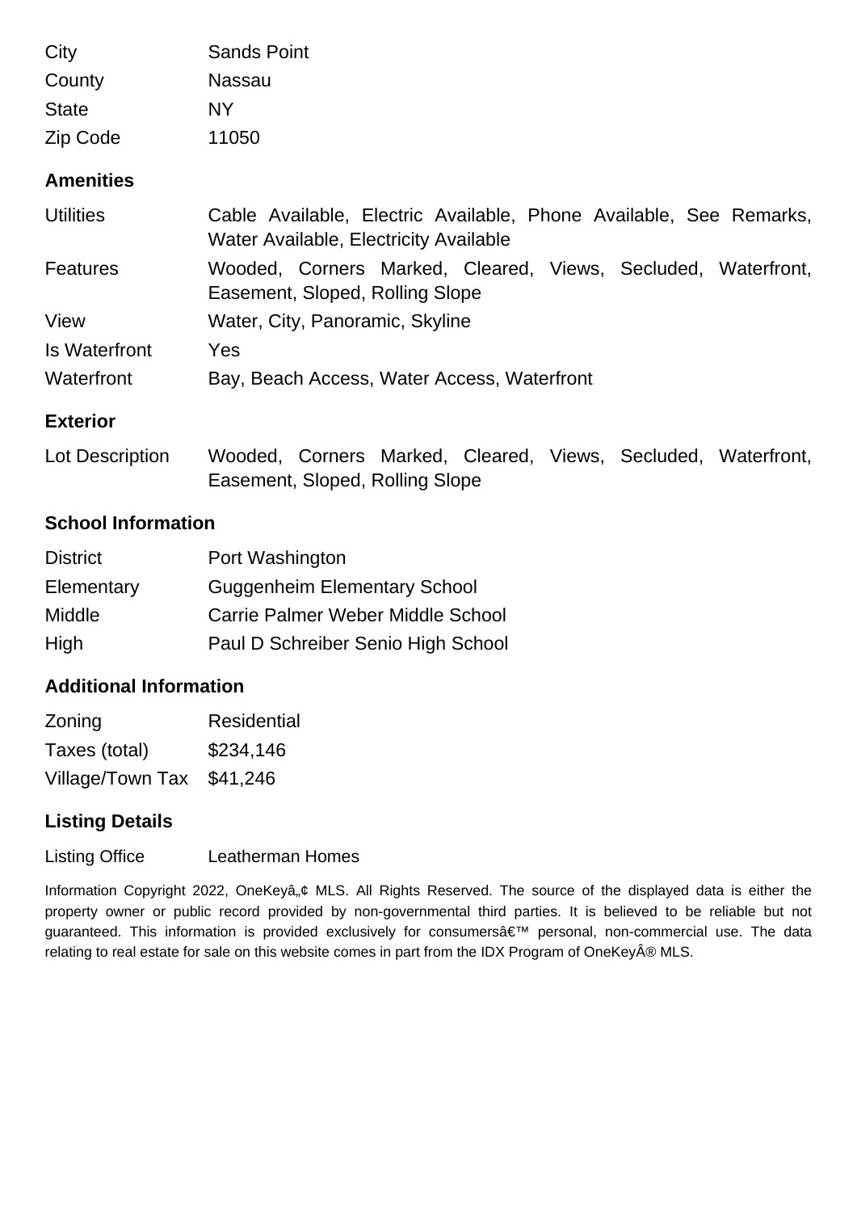| | |
|---|---|
| City | Sands Point |
| County | Nassau |
| State | NY |
| Zip Code | 11050 |

### Amenities

| | |
|---|---|
| Utilities | Cable Available, Electric Available, Phone Available, See Remarks, Water Available, Electricity Available |
| Features | Wooded, Corners Marked, Cleared, Views, Secluded, Waterfront, Easement, Sloped, Rolling Slope |
| View | Water, City, Panoramic, Skyline |
| Is Waterfront | Yes |
| Waterfront | Bay, Beach Access, Water Access, Waterfront |

### Exterior

| | |
|---|---|
| Lot Description | Wooded, Corners Marked, Cleared, Views, Secluded, Waterfront, Easement, Sloped, Rolling Slope |

### School Information

| | |
|---|---|
| District | Port Washington |
| Elementary | Guggenheim Elementary School |
| Middle | Carrie Palmer Weber Middle School |
| High | Paul D Schreiber Senio High School |

### Additional Information

| | |
|---|---|
| Zoning | Residential |
| Taxes (total) | $234,146 |
| Village/Town Tax | $41,246 |

### Listing Details

| | |
|---|---|
| Listing Office | Leatherman Homes |

Information Copyright 2022, OneKeyâ„¢ MLS. All Rights Reserved. The source of the displayed data is either the property owner or public record provided by non-governmental third parties. It is believed to be reliable but not guaranteed. This information is provided exclusively for consumersâ€™ personal, non-commercial use. The data relating to real estate for sale on this website comes in part from the IDX Program of OneKeyÂ® MLS.